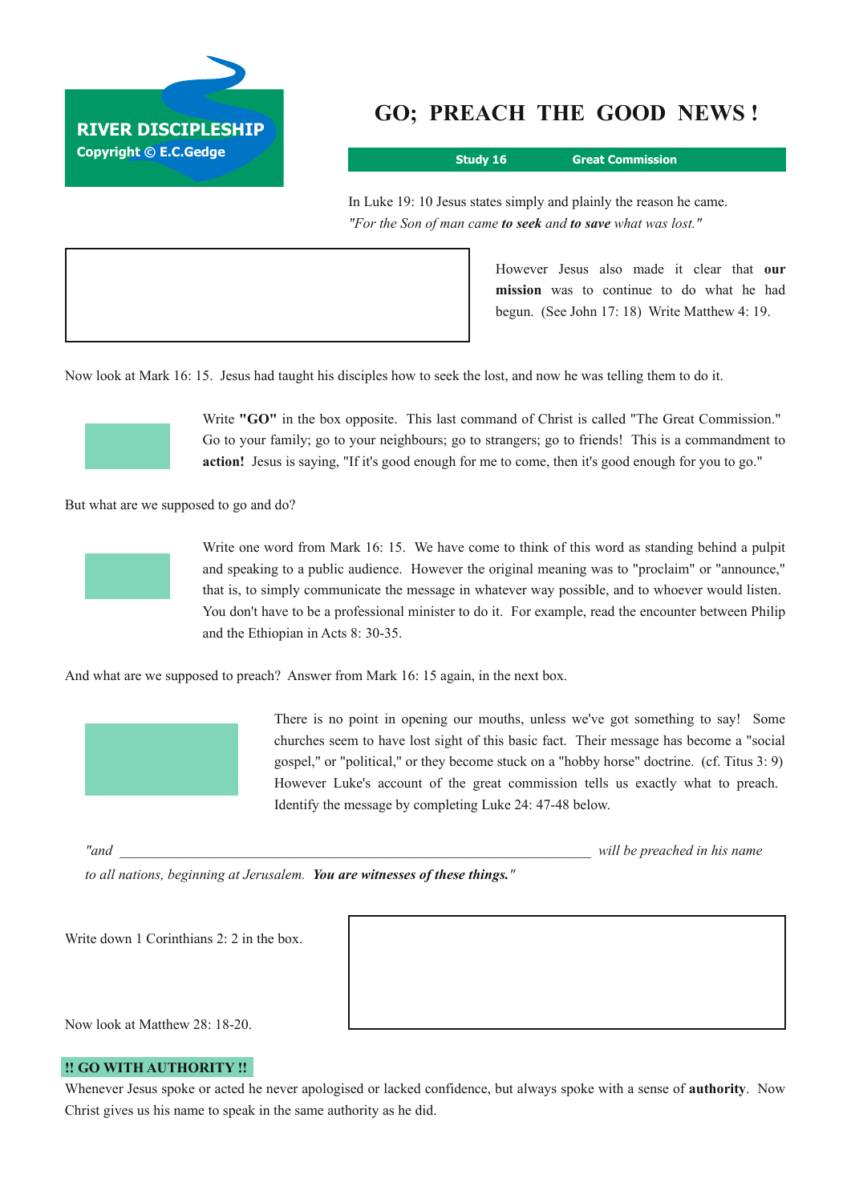RIVER DISCIPLESHIP
Copyright © E.C.Gedge

# GO; PREACH THE GOOD NEWS !

**Study 16 Great Commission**

In Luke 19: 10 Jesus states simply and plainly the reason he came.
*"For the Son of man came **to seek** and **to save** what was lost."*

However Jesus also made it clear that **our mission** was to continue to do what he had begun. (See John 17: 18) Write Matthew 4: 19.

Now look at Mark 16: 15. Jesus had taught his disciples how to seek the lost, and now he was telling them to do it.

Write **"GO"** in the box opposite. This last command of Christ is called "The Great Commission." Go to your family; go to your neighbours; go to strangers; go to friends! This is a commandment to **action!** Jesus is saying, "If it's good enough for me to come, then it's good enough for you to go."

But what are we supposed to go and do?

Write one word from Mark 16: 15. We have come to think of this word as standing behind a pulpit and speaking to a public audience. However the original meaning was to "proclaim" or "announce," that is, to simply communicate the message in whatever way possible, and to whoever would listen. You don't have to be a professional minister to do it. For example, read the encounter between Philip and the Ethiopian in Acts 8: 30-35.

And what are we supposed to preach? Answer from Mark 16: 15 again, in the next box.

There is no point in opening our mouths, unless we've got something to say! Some churches seem to have lost sight of this basic fact. Their message has become a "social gospel," or "political," or they become stuck on a "hobby horse" doctrine. (cf. Titus 3: 9) However Luke's account of the great commission tells us exactly what to preach. Identify the message by completing Luke 24: 47-48 below.

*"and \_\_\_\_\_\_\_\_\_\_\_\_\_\_\_\_\_\_\_\_\_\_\_\_\_\_\_\_\_\_\_\_\_\_\_\_\_\_\_\_\_\_\_\_\_\_\_\_\_\_\_\_\_\_\_\_\_\_\_\_\_\_ will be preached in his name to all nations, beginning at Jerusalem. **You are witnesses of these things."***

Write down 1 Corinthians 2: 2 in the box.

Now look at Matthew 28: 18-20.

**!! GO WITH AUTHORITY !!**

Whenever Jesus spoke or acted he never apologised or lacked confidence, but always spoke with a sense of **authority**. Now Christ gives us his name to speak in the same authority as he did.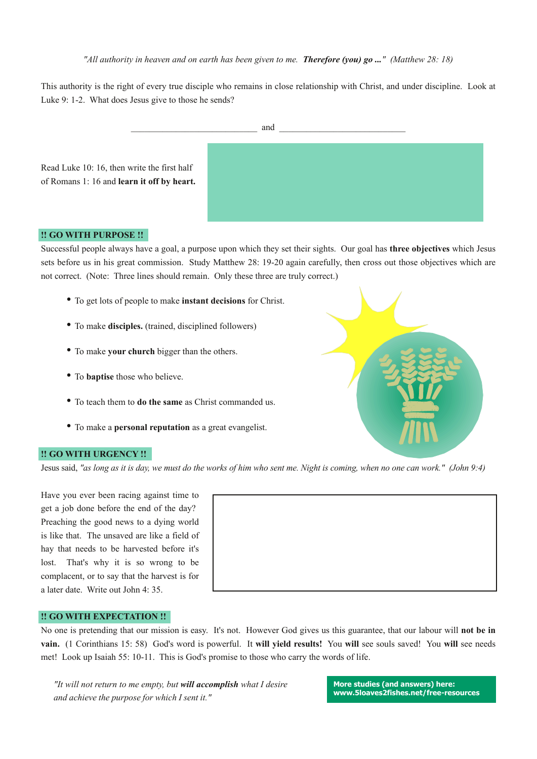*"All authority in heaven and on earth has been given to me.* ***Therefore (you) go ..."*** *(Matthew 28: 18)*

This authority is the right of every true disciple who remains in close relationship with Christ, and under discipline. Look at Luke 9: 1-2. What does Jesus give to those he sends?

______________________________ and ______________________________

Read Luke 10: 16, then write the first half of Romans 1: 16 and **learn it off by heart.**

## !! GO WITH PURPOSE !!

Successful people always have a goal, a purpose upon which they set their sights. Our goal has **three objectives** which Jesus sets before us in his great commission. Study Matthew 28: 19-20 again carefully, then cross out those objectives which are not correct. (Note: Three lines should remain. Only these three are truly correct.)

- To get lots of people to make **instant decisions** for Christ.
- To make **disciples.** (trained, disciplined followers)
- To make **your church** bigger than the others.
- To **baptise** those who believe.
- To teach them to **do the same** as Christ commanded us.
- To make a **personal reputation** as a great evangelist.

## !! GO WITH URGENCY !!

Jesus said, *"as long as it is day, we must do the works of him who sent me. Night is coming, when no one can work."* *(John 9:4)*

Have you ever been racing against time to get a job done before the end of the day? Preaching the good news to a dying world is like that. The unsaved are like a field of hay that needs to be harvested before it's lost. That's why it is so wrong to be complacent, or to say that the harvest is for a later date. Write out John 4: 35.

## !! GO WITH EXPECTATION !!

No one is pretending that our mission is easy. It's not. However God gives us this guarantee, that our labour will **not be in vain.** (1 Corinthians 15: 58) God's word is powerful. It **will yield results!** You **will** see souls saved! You **will** see needs met! Look up Isaiah 55: 10-11. This is God's promise to those who carry the words of life.

*"It will not return to me empty, but* ***will accomplish*** *what I desire and achieve the purpose for which I sent it."*

**More studies (and answers) here:**
**www.5loaves2fishes.net/free-resources**